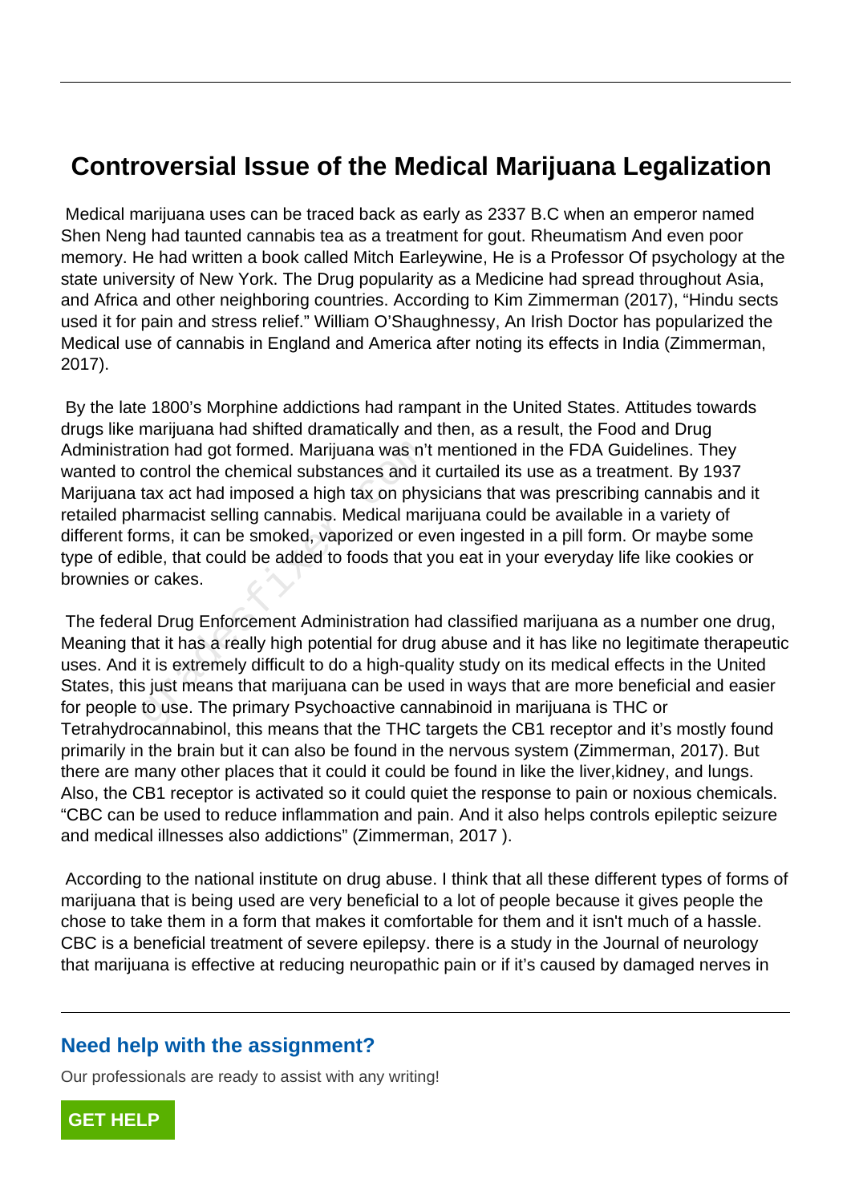# Controversial Issue of the Medical Marijuana Legalization

Medical marijuana uses can be traced back as early as 2337 B.C when an emperor named Shen Neng had taunted cannabis tea as a treatment for gout. Rheumatism And even poor memory. He had written a book called Mitch Earleywine, He is a Professor Of psychology at the state university of New York. The Drug popularity as a Medicine had spread throughout Asia, and Africa and other neighboring countries. According to Kim Zimmerman (2017), "Hindu sects used it for pain and stress relief." William O'Shaughnessy, An Irish Doctor has popularized the Medical use of cannabis in England and America after noting its effects in India (Zimmerman, 2017).

By the late 1800's Morphine addictions had rampant in the United States. Attitudes towards drugs like marijuana had shifted dramatically and then, as a result, the Food and Drug Administration had got formed. Marijuana was n't mentioned in the FDA Guidelines. They wanted to control the chemical substances and it curtailed its use as a treatment. By 1937 Marijuana tax act had imposed a high tax on physicians that was prescribing cannabis and it retailed pharmacist selling cannabis. Medical marijuana could be available in a variety of different forms, it can be smoked, vaporized or even ingested in a pill form. Or maybe some type of edible, that could be added to foods that you eat in your everyday life like cookies or brownies or cakes.

The federal Drug Enforcement Administration had classified marijuana as a number one drug, Meaning that it has a really high potential for drug abuse and it has like no legitimate therapeutic uses. And it is extremely difficult to do a high-quality study on its medical effects in the United States, this just means that marijuana can be used in ways that are more beneficial and easier for people to use. The primary Psychoactive cannabinoid in marijuana is THC or Tetrahydrocannabinol, this means that the THC targets the CB1 receptor and it's mostly found primarily in the brain but it can also be found in the nervous system (Zimmerman, 2017). But there are many other places that it could it could be found in like the liver,kidney, and lungs. Also, the CB1 receptor is activated so it could quiet the response to pain or noxious chemicals. "CBC can be used to reduce inflammation and pain. And it also helps controls epileptic seizure and medical illnesses also addictions" (Zimmerman, 2017 ).

According to the national institute on drug abuse. I think that all these different types of forms of marijuana that is being used are very beneficial to a lot of people because it gives people the chose to take them in a form that makes it comfortable for them and it isn't much of a hassle. CBC is a beneficial treatment of severe epilepsy. there is a study in the Journal of neurology that marijuana is effective at reducing neuropathic pain or if it's caused by damaged nerves in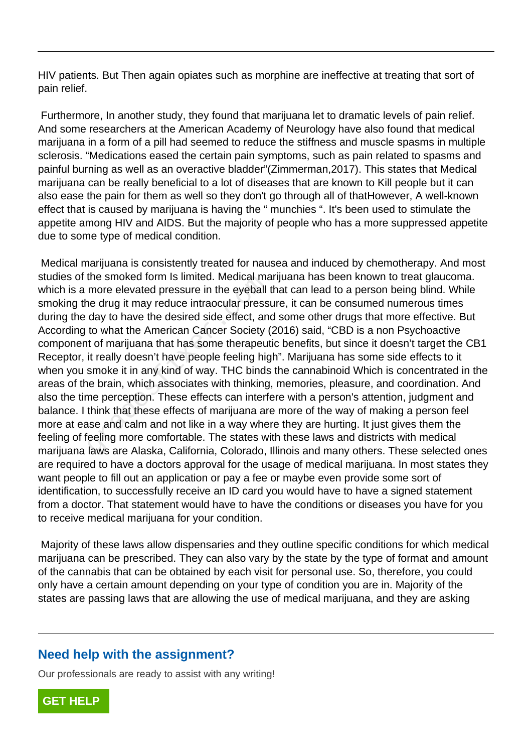HIV patients. But Then again opiates such as morphine are ineffective at treating that sort of pain relief.

Furthermore, In another study, they found that marijuana let to dramatic levels of pain relief. And some researchers at the American Academy of Neurology have also found that medical marijuana in a form of a pill had seemed to reduce the stiffness and muscle spasms in multiple sclerosis. "Medications eased the certain pain symptoms, such as pain related to spasms and painful burning as well as an overactive bladder"(Zimmerman,2017). This states that Medical marijuana can be really beneficial to a lot of diseases that are known to Kill people but it can also ease the pain for them as well so they don't go through all of thatHowever, A well-known effect that is caused by marijuana is having the " munchies ". It's been used to stimulate the appetite among HIV and AIDS. But the majority of people who has a more suppressed appetite due to some type of medical condition.

Medical marijuana is consistently treated for nausea and induced by chemotherapy. And most studies of the smoked form Is limited. Medical marijuana has been known to treat glaucoma. which is a more elevated pressure in the eyeball that can lead to a person being blind. While smoking the drug it may reduce intraocular pressure, it can be consumed numerous times during the day to have the desired side effect, and some other drugs that more effective. But According to what the American Cancer Society (2016) said, "CBD is a non Psychoactive component of marijuana that has some therapeutic benefits, but since it doesn't target the CB1 Receptor, it really doesn't have people feeling high". Marijuana has some side effects to it when you smoke it in any kind of way. THC binds the cannabinoid Which is concentrated in the areas of the brain, which associates with thinking, memories, pleasure, and coordination. And also the time perception. These effects can interfere with a person's attention, judgment and balance. I think that these effects of marijuana are more of the way of making a person feel more at ease and calm and not like in a way where they are hurting. It just gives them the feeling of feeling more comfortable. The states with these laws and districts with medical marijuana laws are Alaska, California, Colorado, Illinois and many others. These selected ones are required to have a doctors approval for the usage of medical marijuana. In most states they want people to fill out an application or pay a fee or maybe even provide some sort of identification, to successfully receive an ID card you would have to have a signed statement from a doctor. That statement would have to have the conditions or diseases you have for you to receive medical marijuana for your condition.

Majority of these laws allow dispensaries and they outline specific conditions for which medical marijuana can be prescribed. They can also vary by the state by the type of format and amount of the cannabis that can be obtained by each visit for personal use. So, therefore, you could only have a certain amount depending on your type of condition you are in. Majority of the states are passing laws that are allowing the use of medical marijuana, and they are asking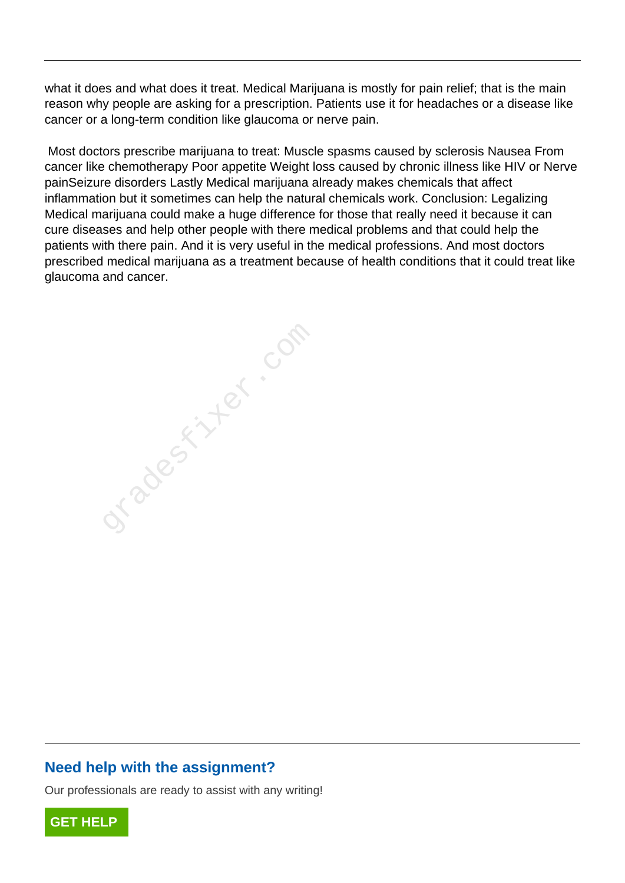what it does and what does it treat. Medical Marijuana is mostly for pain relief; that is the main reason why people are asking for a prescription. Patients use it for headaches or a disease like cancer or a long-term condition like glaucoma or nerve pain.

Most doctors prescribe marijuana to treat: Muscle spasms caused by sclerosis Nausea From cancer like chemotherapy Poor appetite Weight loss caused by chronic illness like HIV or Nerve painSeizure disorders Lastly Medical marijuana already makes chemicals that affect inflammation but it sometimes can help the natural chemicals work. Conclusion: Legalizing Medical marijuana could make a huge difference for those that really need it because it can cure diseases and help other people with there medical problems and that could help the patients with there pain. And it is very useful in the medical professions. And most doctors prescribed medical marijuana as a treatment because of health conditions that it could treat like glaucoma and cancer.